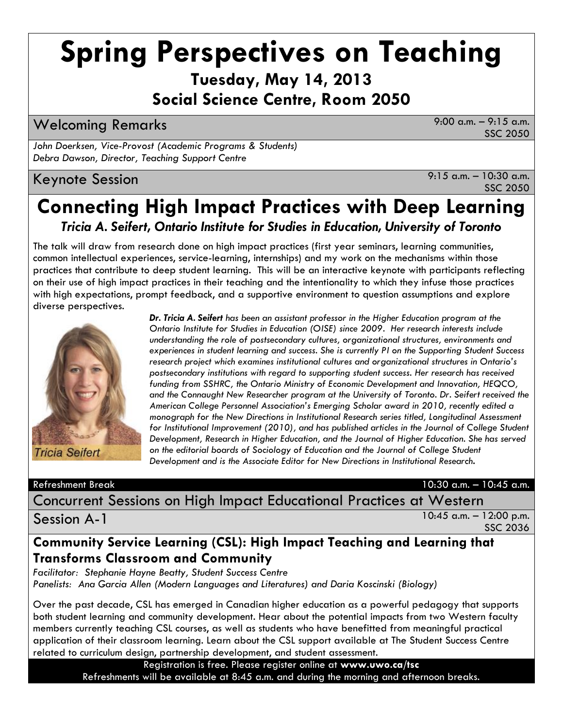# Spring Perspectives on Teaching

## Tuesday, May 14, 2013
## Social Science Centre, Room 2050

## Welcoming Remarks

9:00 a.m. – 9:15 a.m.
SSC 2050

*John Doerksen, Vice-Provost (Academic Programs & Students)*
*Debra Dawson, Director, Teaching Support Centre*

## Keynote Session

9:15 a.m. – 10:30 a.m.
SSC 2050

# Connecting High Impact Practices with Deep Learning

***Tricia A. Seifert, Ontario Institute for Studies in Education, University of Toronto***

The talk will draw from research done on high impact practices (first year seminars, learning communities, common intellectual experiences, service-learning, internships) and my work on the mechanisms within those practices that contribute to deep student learning. This will be an interactive keynote with participants reflecting on their use of high impact practices in their teaching and the intentionality to which they infuse those practices with high expectations, prompt feedback, and a supportive environment to question assumptions and explore diverse perspectives.

Tricia Seifert

***Dr. Tricia A. Seifert** has been an assistant professor in the Higher Education program at the Ontario Institute for Studies in Education (OISE) since 2009. Her research interests include understanding the role of postsecondary cultures, organizational structures, environments and experiences in student learning and success. She is currently PI on the Supporting Student Success research project which examines institutional cultures and organizational structures in Ontario's postsecondary institutions with regard to supporting student success. Her research has received funding from SSHRC, the Ontario Ministry of Economic Development and Innovation, HEQCO, and the Connaught New Researcher program at the University of Toronto. Dr. Seifert received the American College Personnel Association's Emerging Scholar award in 2010, recently edited a monograph for the New Directions in Institutional Research series titled, Longitudinal Assessment for Institutional Improvement (2010), and has published articles in the Journal of College Student Development, Research in Higher Education, and the Journal of Higher Education. She has served on the editorial boards of Sociology of Education and the Journal of College Student Development and is the Associate Editor for New Directions in Institutional Research.*

**Refreshment Break** 10:30 a.m. – 10:45 a.m.

## Concurrent Sessions on High Impact Educational Practices at Western

## Session A-1

10:45 a.m. – 12:00 p.m.
SSC 2036

### Community Service Learning (CSL): High Impact Teaching and Learning that Transforms Classroom and Community

*Facilitator: Stephanie Hayne Beatty, Student Success Centre*
*Panelists: Ana Garcia Allen (Modern Languages and Literatures) and Daria Koscinski (Biology)*

Over the past decade, CSL has emerged in Canadian higher education as a powerful pedagogy that supports both student learning and community development. Hear about the potential impacts from two Western faculty members currently teaching CSL courses, as well as students who have benefitted from meaningful practical application of their classroom learning. Learn about the CSL support available at The Student Success Centre related to curriculum design, partnership development, and student assessment.

Registration is free. Please register online at **www.uwo.ca/tsc**
Refreshments will be available at 8:45 a.m. and during the morning and afternoon breaks.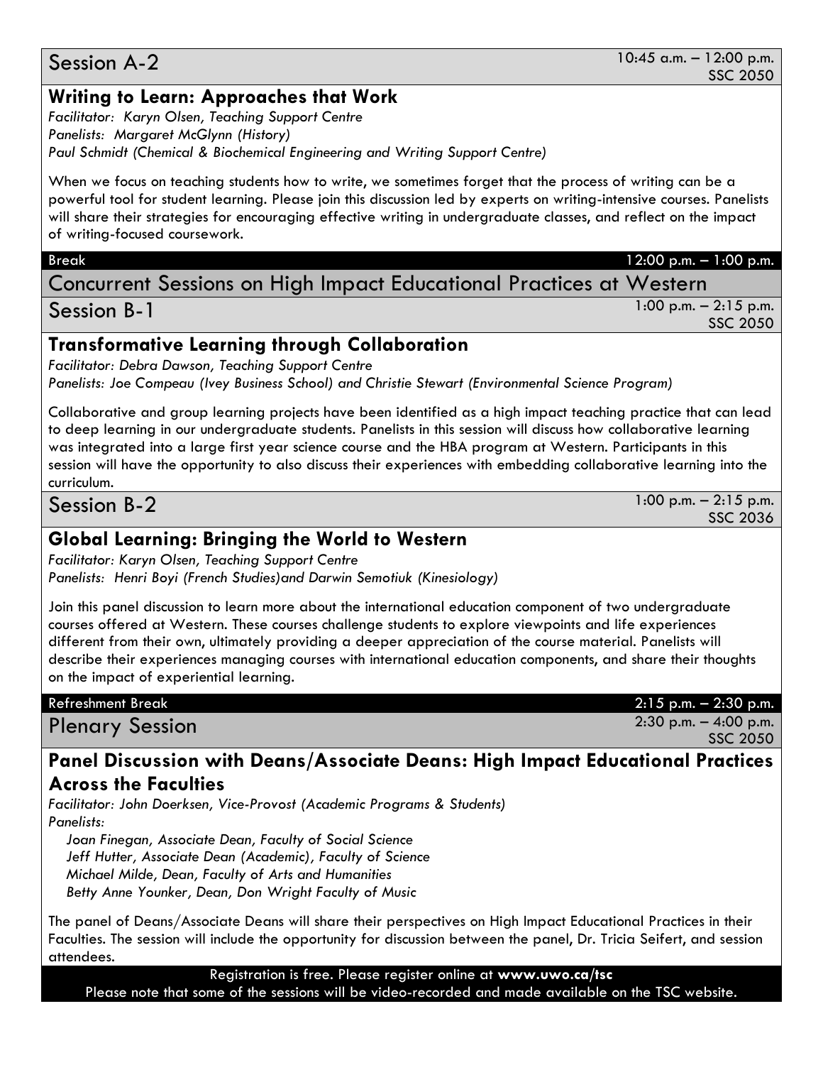## Session A-2

10:45 a.m. – 12:00 p.m.
SSC 2050

### Writing to Learn: Approaches that Work

*Facilitator: Karyn Olsen, Teaching Support Centre*
*Panelists: Margaret McGlynn (History)*
*Paul Schmidt (Chemical & Biochemical Engineering and Writing Support Centre)*

When we focus on teaching students how to write, we sometimes forget that the process of writing can be a powerful tool for student learning. Please join this discussion led by experts on writing-intensive courses. Panelists will share their strategies for encouraging effective writing in undergraduate classes, and reflect on the impact of writing-focused coursework.

**Break** 12:00 p.m. – 1:00 p.m.

# Concurrent Sessions on High Impact Educational Practices at Western

## Session B-1

1:00 p.m. – 2:15 p.m.
SSC 2050

### Transformative Learning through Collaboration

*Facilitator: Debra Dawson, Teaching Support Centre*
*Panelists: Joe Compeau (Ivey Business School) and Christie Stewart (Environmental Science Program)*

Collaborative and group learning projects have been identified as a high impact teaching practice that can lead to deep learning in our undergraduate students. Panelists in this session will discuss how collaborative learning was integrated into a large first year science course and the HBA program at Western. Participants in this session will have the opportunity to also discuss their experiences with embedding collaborative learning into the curriculum.

## Session B-2

1:00 p.m. – 2:15 p.m.
SSC 2036

### Global Learning: Bringing the World to Western

*Facilitator: Karyn Olsen, Teaching Support Centre*
*Panelists: Henri Boyi (French Studies)and Darwin Semotiuk (Kinesiology)*

Join this panel discussion to learn more about the international education component of two undergraduate courses offered at Western. These courses challenge students to explore viewpoints and life experiences different from their own, ultimately providing a deeper appreciation of the course material. Panelists will describe their experiences managing courses with international education components, and share their thoughts on the impact of experiential learning.

**Refreshment Break** 2:15 p.m. – 2:30 p.m.

## Plenary Session

2:30 p.m. – 4:00 p.m.
SSC 2050

### Panel Discussion with Deans/Associate Deans: High Impact Educational Practices Across the Faculties

*Facilitator: John Doerksen, Vice-Provost (Academic Programs & Students)*
*Panelists:*

*Joan Finegan, Associate Dean, Faculty of Social Science*
*Jeff Hutter, Associate Dean (Academic), Faculty of Science*
*Michael Milde, Dean, Faculty of Arts and Humanities*
*Betty Anne Younker, Dean, Don Wright Faculty of Music*

The panel of Deans/Associate Deans will share their perspectives on High Impact Educational Practices in their Faculties. The session will include the opportunity for discussion between the panel, Dr. Tricia Seifert, and session attendees.

Registration is free. Please register online at **www.uwo.ca/tsc**
Please note that some of the sessions will be video-recorded and made available on the TSC website.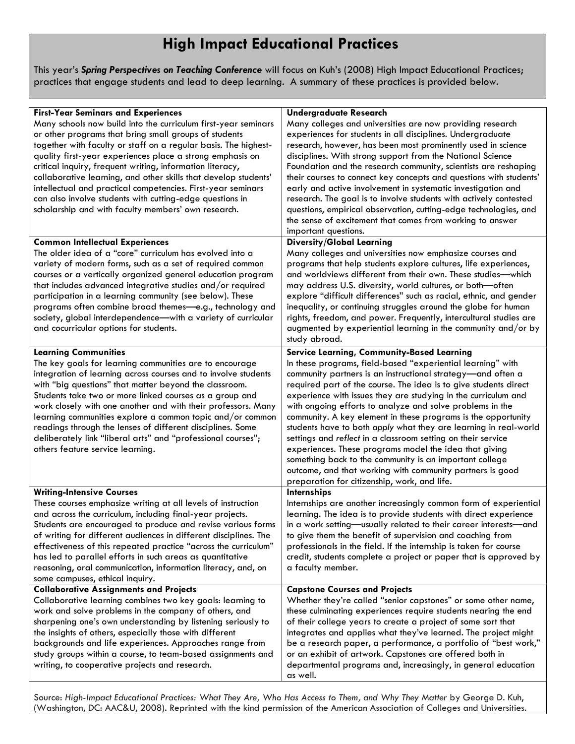# High Impact Educational Practices

This year's ***Spring Perspectives on Teaching Conference*** will focus on Kuh's (2008) High Impact Educational Practices; practices that engage students and lead to deep learning. A summary of these practices is provided below.

**First-Year Seminars and Experiences**
Many schools now build into the curriculum first-year seminars or other programs that bring small groups of students together with faculty or staff on a regular basis. The highest-quality first-year experiences place a strong emphasis on critical inquiry, frequent writing, information literacy, collaborative learning, and other skills that develop students' intellectual and practical competencies. First-year seminars can also involve students with cutting-edge questions in scholarship and with faculty members' own research.

**Common Intellectual Experiences**
The older idea of a "core" curriculum has evolved into a variety of modern forms, such as a set of required common courses or a vertically organized general education program that includes advanced integrative studies and/or required participation in a learning community (see below). These programs often combine broad themes—e.g., technology and society, global interdependence—with a variety of curricular and cocurricular options for students.

**Learning Communities**
The key goals for learning communities are to encourage integration of learning across courses and to involve students with "big questions" that matter beyond the classroom. Students take two or more linked courses as a group and work closely with one another and with their professors. Many learning communities explore a common topic and/or common readings through the lenses of different disciplines. Some deliberately link "liberal arts" and "professional courses"; others feature service learning.

**Writing-Intensive Courses**
These courses emphasize writing at all levels of instruction and across the curriculum, including final-year projects. Students are encouraged to produce and revise various forms of writing for different audiences in different disciplines. The effectiveness of this repeated practice "across the curriculum" has led to parallel efforts in such areas as quantitative reasoning, oral communication, information literacy, and, on some campuses, ethical inquiry.

**Collaborative Assignments and Projects**
Collaborative learning combines two key goals: learning to work and solve problems in the company of others, and sharpening one's own understanding by listening seriously to the insights of others, especially those with different backgrounds and life experiences. Approaches range from study groups within a course, to team-based assignments and writing, to cooperative projects and research.

**Undergraduate Research**
Many colleges and universities are now providing research experiences for students in all disciplines. Undergraduate research, however, has been most prominently used in science disciplines. With strong support from the National Science Foundation and the research community, scientists are reshaping their courses to connect key concepts and questions with students' early and active involvement in systematic investigation and research. The goal is to involve students with actively contested questions, empirical observation, cutting-edge technologies, and the sense of excitement that comes from working to answer important questions.

**Diversity/Global Learning**
Many colleges and universities now emphasize courses and programs that help students explore cultures, life experiences, and worldviews different from their own. These studies—which may address U.S. diversity, world cultures, or both—often explore "difficult differences" such as racial, ethnic, and gender inequality, or continuing struggles around the globe for human rights, freedom, and power. Frequently, intercultural studies are augmented by experiential learning in the community and/or by study abroad.

**Service Learning, Community-Based Learning**
In these programs, field-based "experiential learning" with community partners is an instructional strategy—and often a required part of the course. The idea is to give students direct experience with issues they are studying in the curriculum and with ongoing efforts to analyze and solve problems in the community. A key element in these programs is the opportunity students have to both *apply* what they are learning in real-world settings and *reflect* in a classroom setting on their service experiences. These programs model the idea that giving something back to the community is an important college outcome, and that working with community partners is good preparation for citizenship, work, and life.

**Internships**
Internships are another increasingly common form of experiential learning. The idea is to provide students with direct experience in a work setting—usually related to their career interests—and to give them the benefit of supervision and coaching from professionals in the field. If the internship is taken for course credit, students complete a project or paper that is approved by a faculty member.

**Capstone Courses and Projects**
Whether they're called "senior capstones" or some other name, these culminating experiences require students nearing the end of their college years to create a project of some sort that integrates and applies what they've learned. The project might be a research paper, a performance, a portfolio of "best work," or an exhibit of artwork. Capstones are offered both in departmental programs and, increasingly, in general education as well.

Source: *High-Impact Educational Practices: What They Are, Who Has Access to Them, and Why They Matter* by George D. Kuh, (Washington, DC: AAC&U, 2008). Reprinted with the kind permission of the American Association of Colleges and Universities.